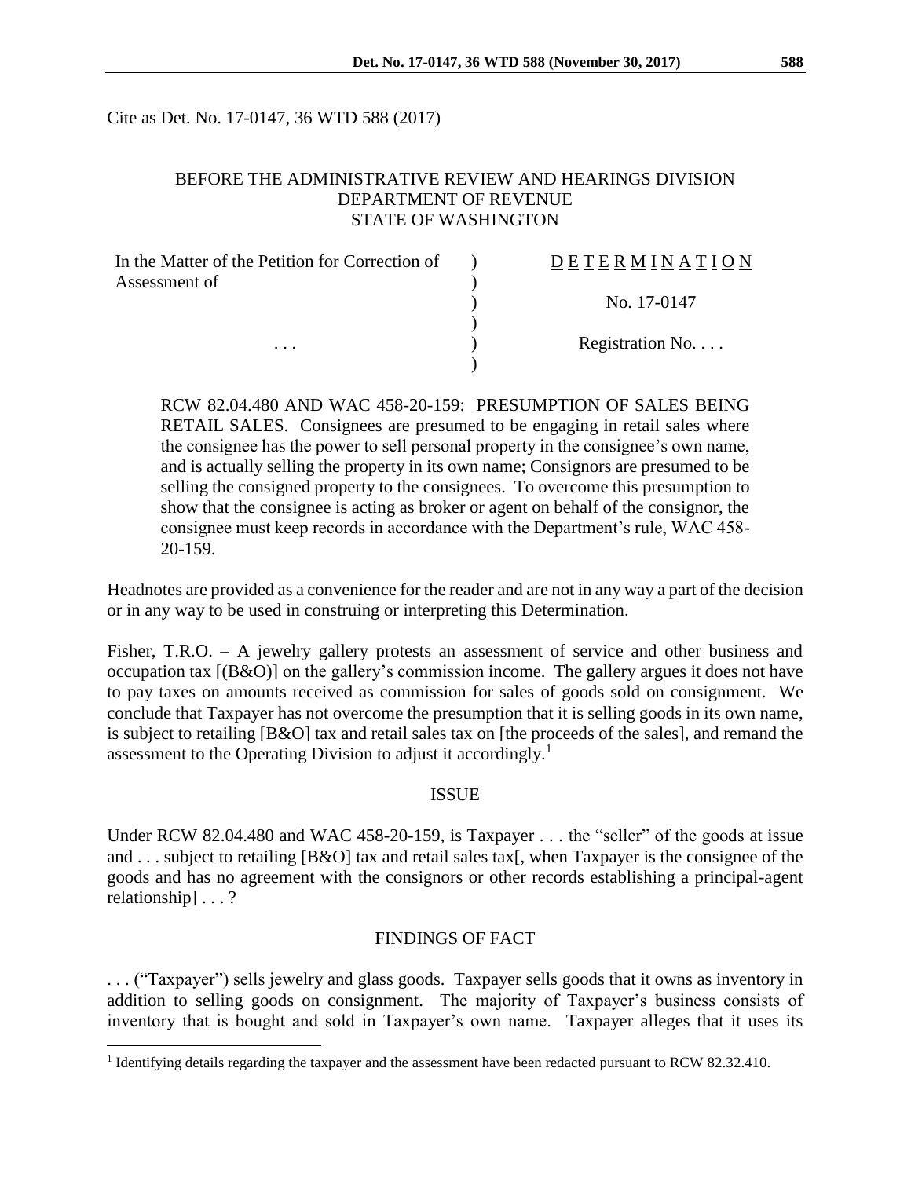Cite as Det. No. 17-0147, 36 WTD 588 (2017)

BEFORE THE ADMINISTRATIVE REVIEW AND HEARINGS DIVISION
DEPARTMENT OF REVENUE
STATE OF WASHINGTON

| In the Matter of the Petition for Correction of Assessment of | ) | D E T E R M I N A T I O N |
|---|---|---|
| | ) | No. 17-0147 |
| . . . | ) | Registration No. . . . |

RCW 82.04.480 AND WAC 458-20-159: PRESUMPTION OF SALES BEING RETAIL SALES. Consignees are presumed to be engaging in retail sales where the consignee has the power to sell personal property in the consignee's own name, and is actually selling the property in its own name; Consignors are presumed to be selling the consigned property to the consignees. To overcome this presumption to show that the consignee is acting as broker or agent on behalf of the consignor, the consignee must keep records in accordance with the Department's rule, WAC 458-20-159.

Headnotes are provided as a convenience for the reader and are not in any way a part of the decision or in any way to be used in construing or interpreting this Determination.

Fisher, T.R.O. – A jewelry gallery protests an assessment of service and other business and occupation tax [(B&O)] on the gallery's commission income. The gallery argues it does not have to pay taxes on amounts received as commission for sales of goods sold on consignment. We conclude that Taxpayer has not overcome the presumption that it is selling goods in its own name, is subject to retailing [B&O] tax and retail sales tax on [the proceeds of the sales], and remand the assessment to the Operating Division to adjust it accordingly.[1]

## ISSUE

Under RCW 82.04.480 and WAC 458-20-159, is Taxpayer . . . the "seller" of the goods at issue and . . . subject to retailing [B&O] tax and retail sales tax[, when Taxpayer is the consignee of the goods and has no agreement with the consignors or other records establishing a principal-agent relationship] . . . ?

## FINDINGS OF FACT

. . . ("Taxpayer") sells jewelry and glass goods. Taxpayer sells goods that it owns as inventory in addition to selling goods on consignment. The majority of Taxpayer's business consists of inventory that is bought and sold in Taxpayer's own name. Taxpayer alleges that it uses its

[1] Identifying details regarding the taxpayer and the assessment have been redacted pursuant to RCW 82.32.410.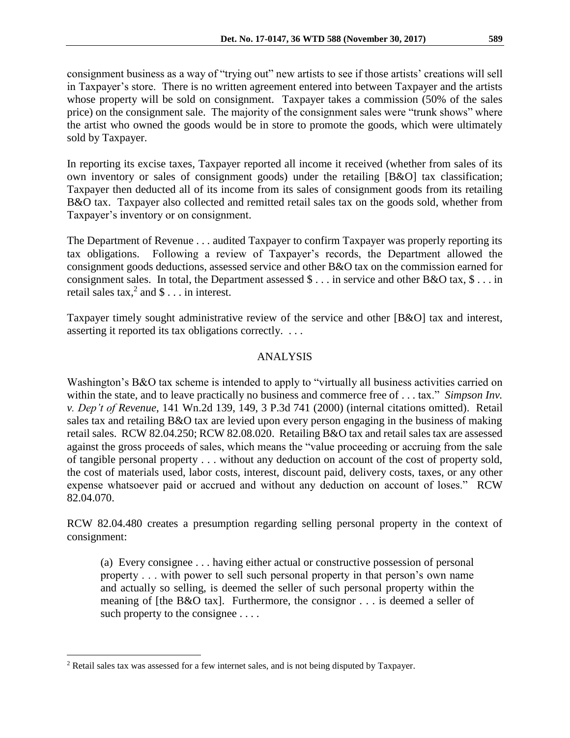consignment business as a way of "trying out" new artists to see if those artists' creations will sell in Taxpayer's store. There is no written agreement entered into between Taxpayer and the artists whose property will be sold on consignment. Taxpayer takes a commission (50% of the sales price) on the consignment sale. The majority of the consignment sales were "trunk shows" where the artist who owned the goods would be in store to promote the goods, which were ultimately sold by Taxpayer.

In reporting its excise taxes, Taxpayer reported all income it received (whether from sales of its own inventory or sales of consignment goods) under the retailing [B&O] tax classification; Taxpayer then deducted all of its income from its sales of consignment goods from its retailing B&O tax. Taxpayer also collected and remitted retail sales tax on the goods sold, whether from Taxpayer's inventory or on consignment.

The Department of Revenue . . . audited Taxpayer to confirm Taxpayer was properly reporting its tax obligations. Following a review of Taxpayer's records, the Department allowed the consignment goods deductions, assessed service and other B&O tax on the commission earned for consignment sales. In total, the Department assessed $ . . . in service and other B&O tax, $ . . . in retail sales tax,[2] and $ . . . in interest.

Taxpayer timely sought administrative review of the service and other [B&O] tax and interest, asserting it reported its tax obligations correctly. . . .

## ANALYSIS

Washington's B&O tax scheme is intended to apply to "virtually all business activities carried on within the state, and to leave practically no business and commerce free of . . . tax." *Simpson Inv. v. Dep't of Revenue*, 141 Wn.2d 139, 149, 3 P.3d 741 (2000) (internal citations omitted). Retail sales tax and retailing B&O tax are levied upon every person engaging in the business of making retail sales. RCW 82.04.250; RCW 82.08.020. Retailing B&O tax and retail sales tax are assessed against the gross proceeds of sales, which means the "value proceeding or accruing from the sale of tangible personal property . . . without any deduction on account of the cost of property sold, the cost of materials used, labor costs, interest, discount paid, delivery costs, taxes, or any other expense whatsoever paid or accrued and without any deduction on account of loses." RCW 82.04.070.

RCW 82.04.480 creates a presumption regarding selling personal property in the context of consignment:

> (a) Every consignee . . . having either actual or constructive possession of personal property . . . with power to sell such personal property in that person's own name and actually so selling, is deemed the seller of such personal property within the meaning of [the B&O tax]. Furthermore, the consignor . . . is deemed a seller of such property to the consignee . . . .

---

[2] Retail sales tax was assessed for a few internet sales, and is not being disputed by Taxpayer.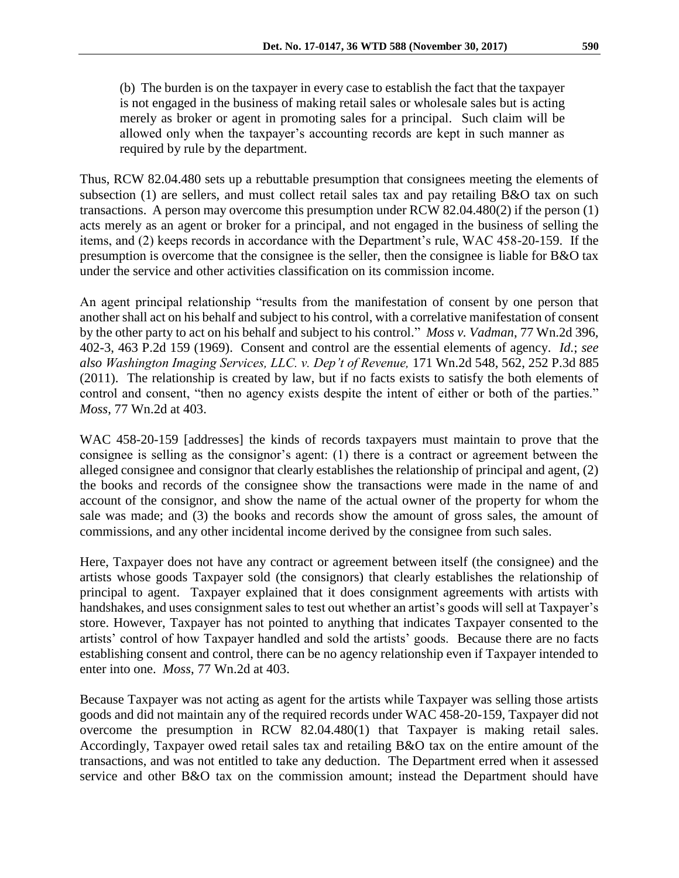> (b) The burden is on the taxpayer in every case to establish the fact that the taxpayer is not engaged in the business of making retail sales or wholesale sales but is acting merely as broker or agent in promoting sales for a principal. Such claim will be allowed only when the taxpayer's accounting records are kept in such manner as required by rule by the department.

Thus, RCW 82.04.480 sets up a rebuttable presumption that consignees meeting the elements of subsection (1) are sellers, and must collect retail sales tax and pay retailing B&O tax on such transactions. A person may overcome this presumption under RCW 82.04.480(2) if the person (1) acts merely as an agent or broker for a principal, and not engaged in the business of selling the items, and (2) keeps records in accordance with the Department's rule, WAC 458-20-159. If the presumption is overcome that the consignee is the seller, then the consignee is liable for B&O tax under the service and other activities classification on its commission income.

An agent principal relationship "results from the manifestation of consent by one person that another shall act on his behalf and subject to his control, with a correlative manifestation of consent by the other party to act on his behalf and subject to his control." *Moss v. Vadman*, 77 Wn.2d 396, 402-3, 463 P.2d 159 (1969). Consent and control are the essential elements of agency. *Id.*; *see also Washington Imaging Services, LLC. v. Dep't of Revenue,* 171 Wn.2d 548, 562, 252 P.3d 885 (2011). The relationship is created by law, but if no facts exists to satisfy the both elements of control and consent, "then no agency exists despite the intent of either or both of the parties." *Moss*, 77 Wn.2d at 403.

WAC 458-20-159 [addresses] the kinds of records taxpayers must maintain to prove that the consignee is selling as the consignor's agent: (1) there is a contract or agreement between the alleged consignee and consignor that clearly establishes the relationship of principal and agent, (2) the books and records of the consignee show the transactions were made in the name of and account of the consignor, and show the name of the actual owner of the property for whom the sale was made; and (3) the books and records show the amount of gross sales, the amount of commissions, and any other incidental income derived by the consignee from such sales.

Here, Taxpayer does not have any contract or agreement between itself (the consignee) and the artists whose goods Taxpayer sold (the consignors) that clearly establishes the relationship of principal to agent. Taxpayer explained that it does consignment agreements with artists with handshakes, and uses consignment sales to test out whether an artist's goods will sell at Taxpayer's store. However, Taxpayer has not pointed to anything that indicates Taxpayer consented to the artists' control of how Taxpayer handled and sold the artists' goods. Because there are no facts establishing consent and control, there can be no agency relationship even if Taxpayer intended to enter into one. *Moss*, 77 Wn.2d at 403.

Because Taxpayer was not acting as agent for the artists while Taxpayer was selling those artists goods and did not maintain any of the required records under WAC 458-20-159, Taxpayer did not overcome the presumption in RCW 82.04.480(1) that Taxpayer is making retail sales. Accordingly, Taxpayer owed retail sales tax and retailing B&O tax on the entire amount of the transactions, and was not entitled to take any deduction. The Department erred when it assessed service and other B&O tax on the commission amount; instead the Department should have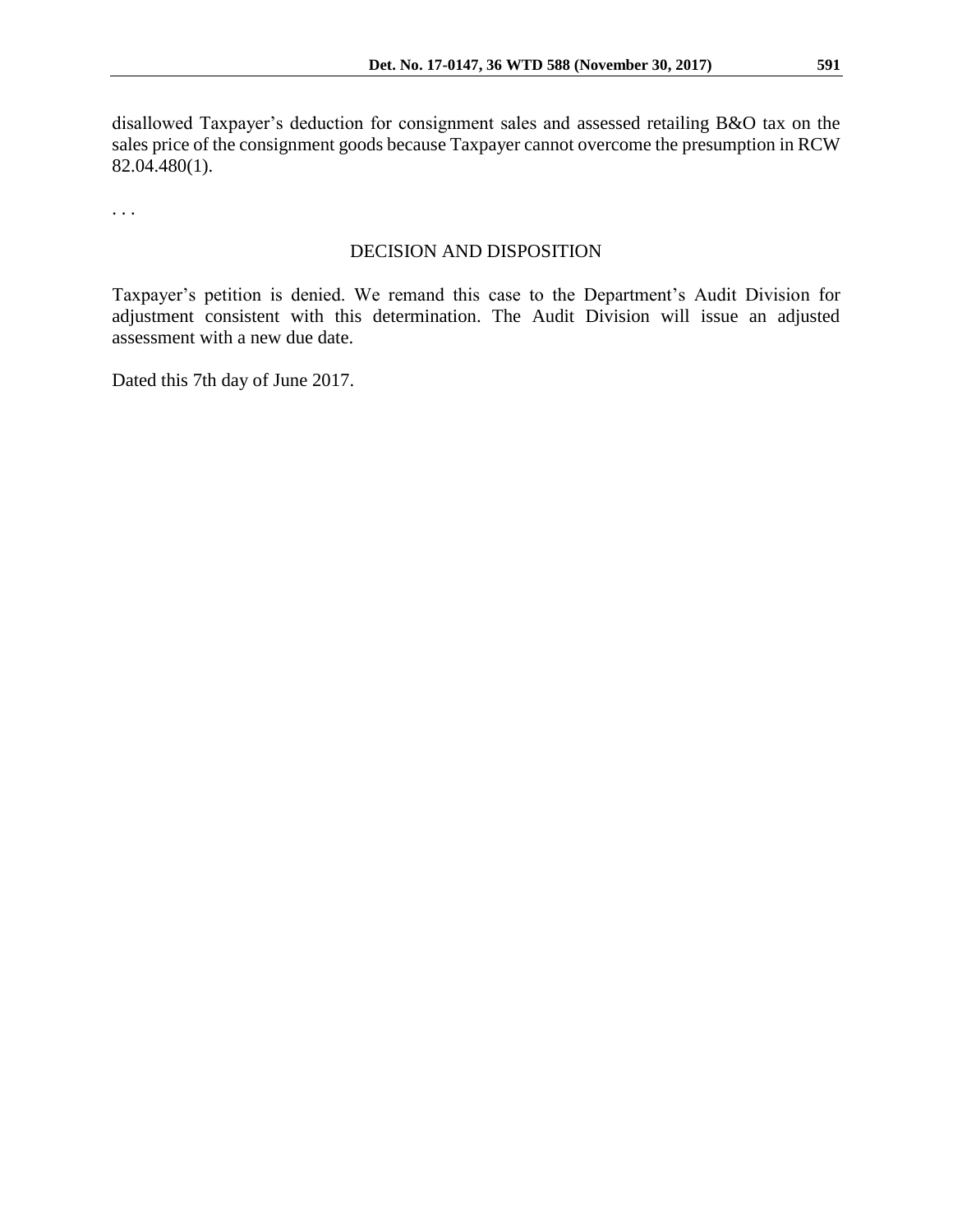disallowed Taxpayer’s deduction for consignment sales and assessed retailing B&O tax on the sales price of the consignment goods because Taxpayer cannot overcome the presumption in RCW 82.04.480(1).

. . .

## DECISION AND DISPOSITION

Taxpayer’s petition is denied. We remand this case to the Department’s Audit Division for adjustment consistent with this determination. The Audit Division will issue an adjusted assessment with a new due date.

Dated this 7th day of June 2017.